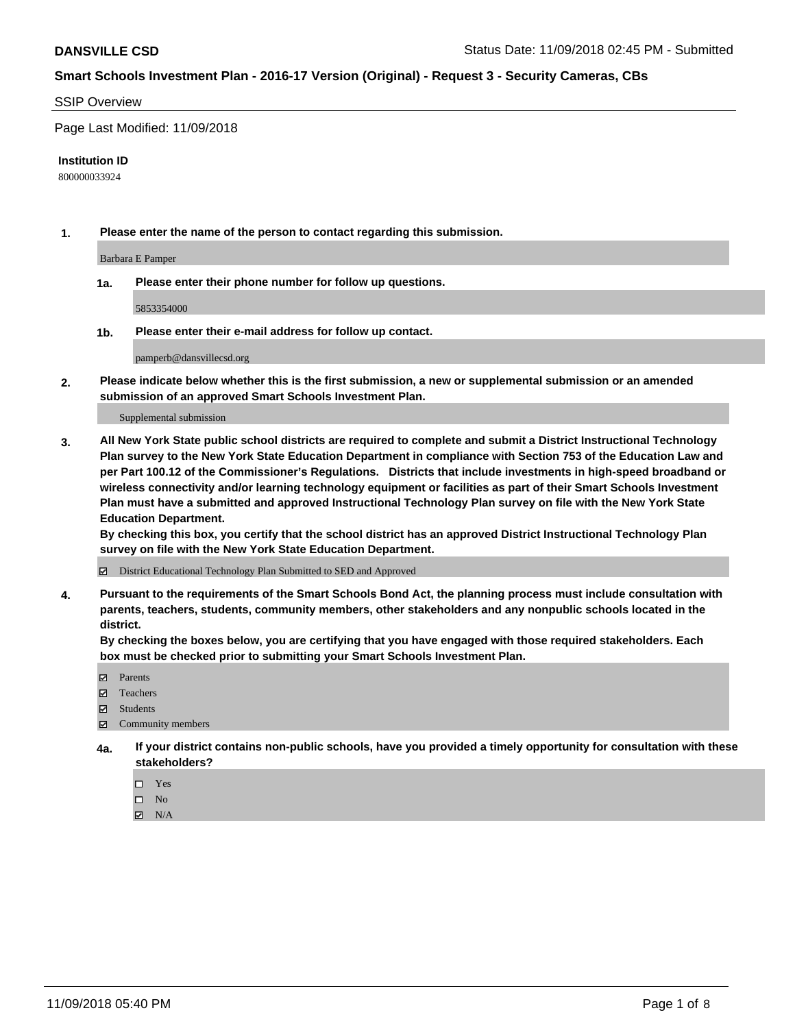**DANSVILLE CSD**

Status Date: 11/09/2018 02:45 PM - Submitted

**Smart Schools Investment Plan - 2016-17 Version (Original) - Request 3 - Security Cameras, CBs**

SSIP Overview

Page Last Modified: 11/09/2018

**Institution ID**

800000033924

**1. Please enter the name of the person to contact regarding this submission.**

Barbara E Pamper

**1a. Please enter their phone number for follow up questions.**

5853354000

**1b. Please enter their e-mail address for follow up contact.**

pamperb@dansvillecsd.org

**2. Please indicate below whether this is the first submission, a new or supplemental submission or an amended submission of an approved Smart Schools Investment Plan.**

Supplemental submission

**3. All New York State public school districts are required to complete and submit a District Instructional Technology Plan survey to the New York State Education Department in compliance with Section 753 of the Education Law and per Part 100.12 of the Commissioner's Regulations. Districts that include investments in high-speed broadband or wireless connectivity and/or learning technology equipment or facilities as part of their Smart Schools Investment Plan must have a submitted and approved Instructional Technology Plan survey on file with the New York State Education Department.**
**By checking this box, you certify that the school district has an approved District Instructional Technology Plan survey on file with the New York State Education Department.**

☑ District Educational Technology Plan Submitted to SED and Approved

**4. Pursuant to the requirements of the Smart Schools Bond Act, the planning process must include consultation with parents, teachers, students, community members, other stakeholders and any nonpublic schools located in the district.**
**By checking the boxes below, you are certifying that you have engaged with those required stakeholders. Each box must be checked prior to submitting your Smart Schools Investment Plan.**

☑ Parents
☑ Teachers
☑ Students
☑ Community members

**4a. If your district contains non-public schools, have you provided a timely opportunity for consultation with these stakeholders?**

☐ Yes
☐ No
☑ N/A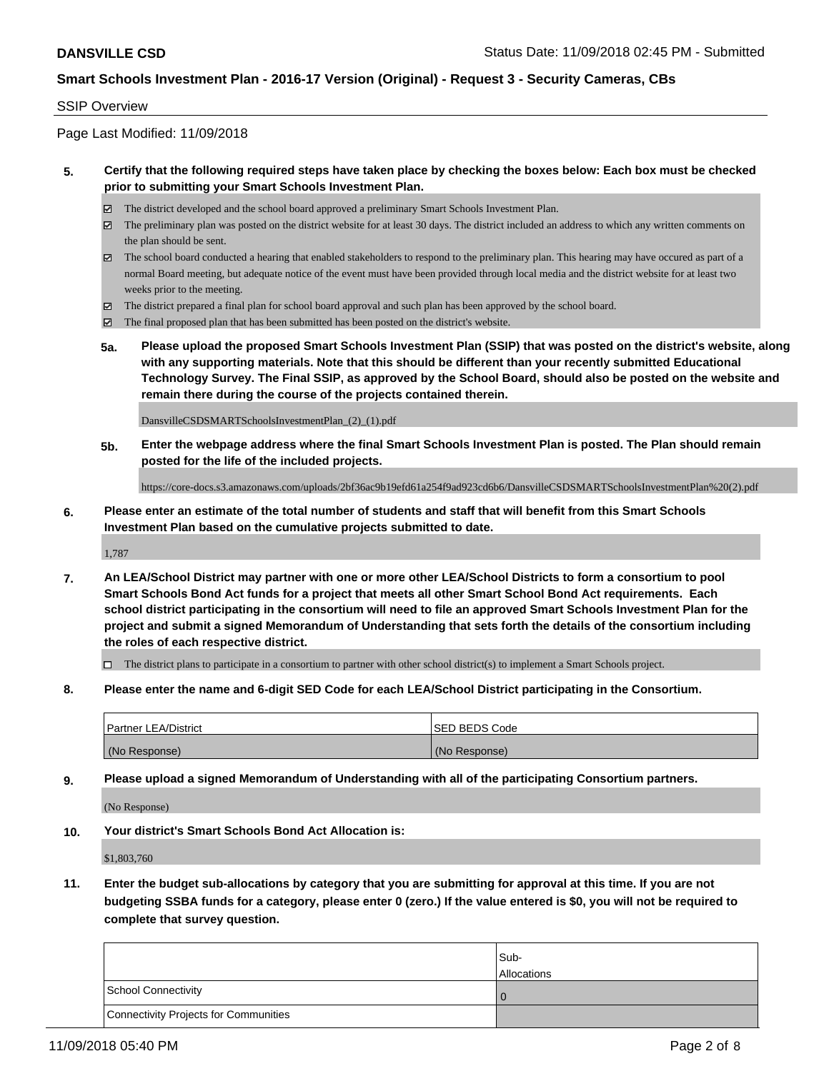## SSIP Overview

Page Last Modified: 11/09/2018

**5. Certify that the following required steps have taken place by checking the boxes below: Each box must be checked prior to submitting your Smart Schools Investment Plan.**

- ☑ The district developed and the school board approved a preliminary Smart Schools Investment Plan.
- ☑ The preliminary plan was posted on the district website for at least 30 days. The district included an address to which any written comments on the plan should be sent.
- ☑ The school board conducted a hearing that enabled stakeholders to respond to the preliminary plan. This hearing may have occured as part of a normal Board meeting, but adequate notice of the event must have been provided through local media and the district website for at least two weeks prior to the meeting.
- ☑ The district prepared a final plan for school board approval and such plan has been approved by the school board.
- ☑ The final proposed plan that has been submitted has been posted on the district's website.

**5a. Please upload the proposed Smart Schools Investment Plan (SSIP) that was posted on the district's website, along with any supporting materials. Note that this should be different than your recently submitted Educational Technology Survey. The Final SSIP, as approved by the School Board, should also be posted on the website and remain there during the course of the projects contained therein.**

DansvilleCSDSMARTSchoolsInvestmentPlan_(2)_(1).pdf

**5b. Enter the webpage address where the final Smart Schools Investment Plan is posted. The Plan should remain posted for the life of the included projects.**

https://core-docs.s3.amazonaws.com/uploads/2bf36ac9b19efd61a254f9ad923cd6b6/DansvilleCSDSMARTSchoolsInvestmentPlan%20(2).pdf

**6. Please enter an estimate of the total number of students and staff that will benefit from this Smart Schools Investment Plan based on the cumulative projects submitted to date.**

1,787

**7. An LEA/School District may partner with one or more other LEA/School Districts to form a consortium to pool Smart Schools Bond Act funds for a project that meets all other Smart School Bond Act requirements. Each school district participating in the consortium will need to file an approved Smart Schools Investment Plan for the project and submit a signed Memorandum of Understanding that sets forth the details of the consortium including the roles of each respective district.**

- ☐ The district plans to participate in a consortium to partner with other school district(s) to implement a Smart Schools project.

**8. Please enter the name and 6-digit SED Code for each LEA/School District participating in the Consortium.**

| Partner LEA/District | SED BEDS Code |
|---|---|
| (No Response) | (No Response) |

**9. Please upload a signed Memorandum of Understanding with all of the participating Consortium partners.**

(No Response)

**10. Your district's Smart Schools Bond Act Allocation is:**

$1,803,760

**11. Enter the budget sub-allocations by category that you are submitting for approval at this time. If you are not budgeting SSBA funds for a category, please enter 0 (zero.) If the value entered is $0, you will not be required to complete that survey question.**

| | Sub-Allocations |
|---|---|
| School Connectivity | 0 |
| Connectivity Projects for Communities | |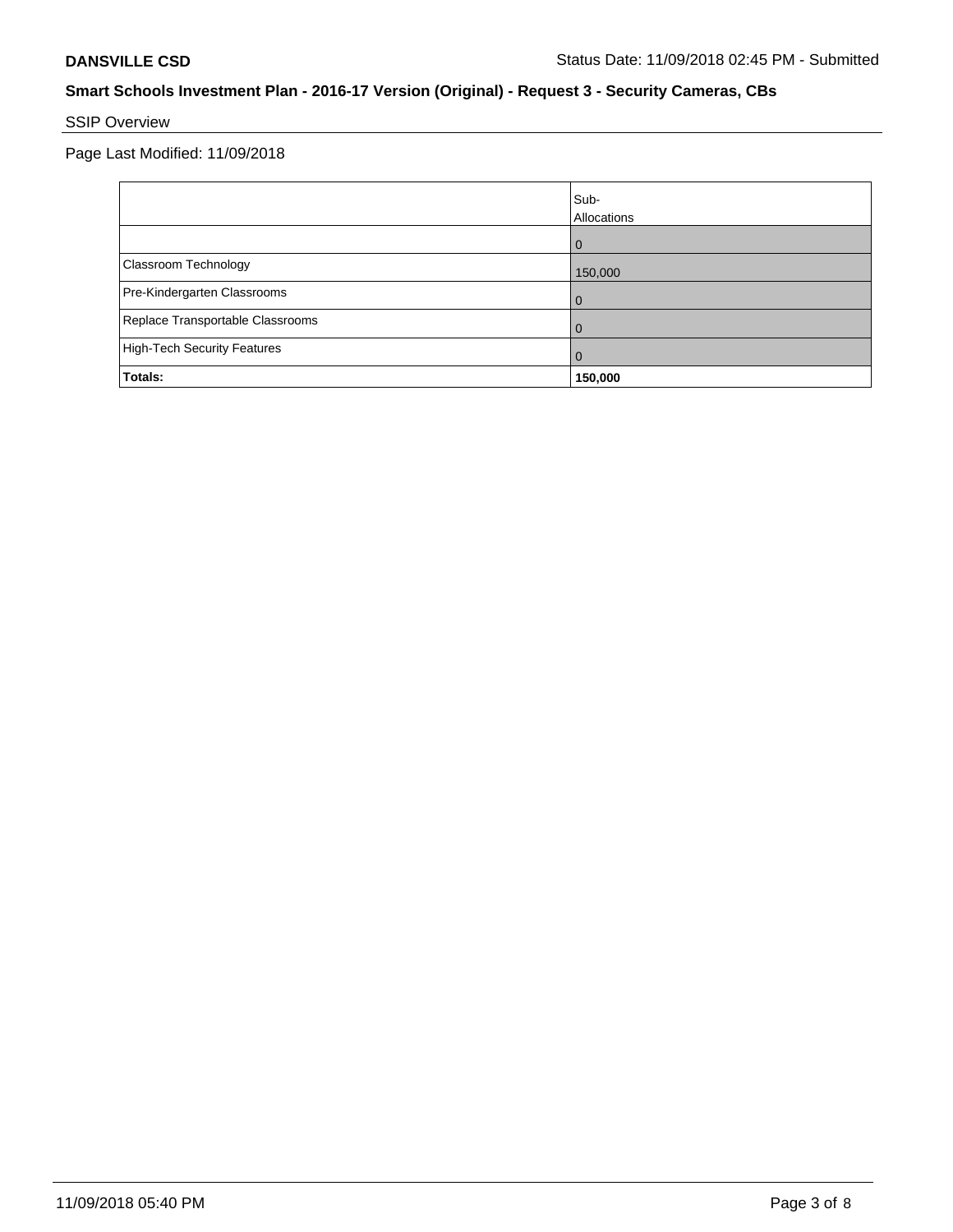**DANSVILLE CSD** Status Date: 11/09/2018 02:45 PM - Submitted

## Smart Schools Investment Plan - 2016-17 Version (Original) - Request 3 - Security Cameras, CBs

SSIP Overview

Page Last Modified: 11/09/2018

| | Sub-Allocations |
|---|---|
| | 0 |
| Classroom Technology | 150,000 |
| Pre-Kindergarten Classrooms | 0 |
| Replace Transportable Classrooms | 0 |
| High-Tech Security Features | 0 |
| **Totals:** | **150,000** |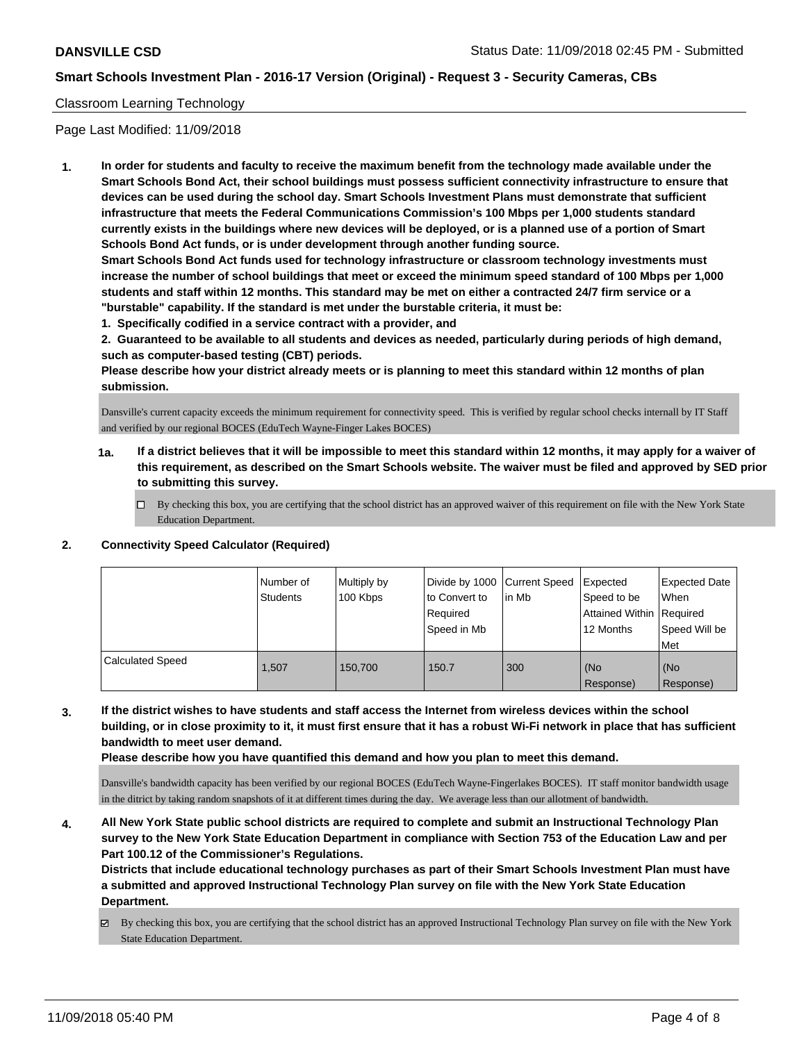Classroom Learning Technology

Page Last Modified: 11/09/2018

1. **In order for students and faculty to receive the maximum benefit from the technology made available under the Smart Schools Bond Act, their school buildings must possess sufficient connectivity infrastructure to ensure that devices can be used during the school day. Smart Schools Investment Plans must demonstrate that sufficient infrastructure that meets the Federal Communications Commission's 100 Mbps per 1,000 students standard currently exists in the buildings where new devices will be deployed, or is a planned use of a portion of Smart Schools Bond Act funds, or is under development through another funding source.**

   **Smart Schools Bond Act funds used for technology infrastructure or classroom technology investments must increase the number of school buildings that meet or exceed the minimum speed standard of 100 Mbps per 1,000 students and staff within 12 months. This standard may be met on either a contracted 24/7 firm service or a "burstable" capability. If the standard is met under the burstable criteria, it must be:**

   **1. Specifically codified in a service contract with a provider, and**

   **2. Guaranteed to be available to all students and devices as needed, particularly during periods of high demand, such as computer-based testing (CBT) periods.**

   **Please describe how your district already meets or is planning to meet this standard within 12 months of plan submission.**

   Dansville's current capacity exceeds the minimum requirement for connectivity speed. This is verified by regular school checks internall by IT Staff and verified by our regional BOCES (EduTech Wayne-Finger Lakes BOCES)

   **1a. If a district believes that it will be impossible to meet this standard within 12 months, it may apply for a waiver of this requirement, as described on the Smart Schools website. The waiver must be filed and approved by SED prior to submitting this survey.**

   ☐ By checking this box, you are certifying that the school district has an approved waiver of this requirement on file with the New York State Education Department.

2. **Connectivity Speed Calculator (Required)**

|  | Number of Students | Multiply by 100 Kbps | Divide by 1000 to Convert to Required Speed in Mb | Current Speed in Mb | Expected Speed to be Attained Within 12 Months | Expected Date When Required Speed Will be Met |
|---|---|---|---|---|---|---|
| Calculated Speed | 1,507 | 150,700 | 150.7 | 300 | (No Response) | (No Response) |

3. **If the district wishes to have students and staff access the Internet from wireless devices within the school building, or in close proximity to it, it must first ensure that it has a robust Wi-Fi network in place that has sufficient bandwidth to meet user demand.**

   **Please describe how you have quantified this demand and how you plan to meet this demand.**

   Dansville's bandwidth capacity has been verified by our regional BOCES (EduTech Wayne-Fingerlakes BOCES). IT staff monitor bandwidth usage in the district by taking random snapshots of it at different times during the day. We average less than our allotment of bandwidth.

4. **All New York State public school districts are required to complete and submit an Instructional Technology Plan survey to the New York State Education Department in compliance with Section 753 of the Education Law and per Part 100.12 of the Commissioner's Regulations.**

   **Districts that include educational technology purchases as part of their Smart Schools Investment Plan must have a submitted and approved Instructional Technology Plan survey on file with the New York State Education Department.**

   ☑ By checking this box, you are certifying that the school district has an approved Instructional Technology Plan survey on file with the New York State Education Department.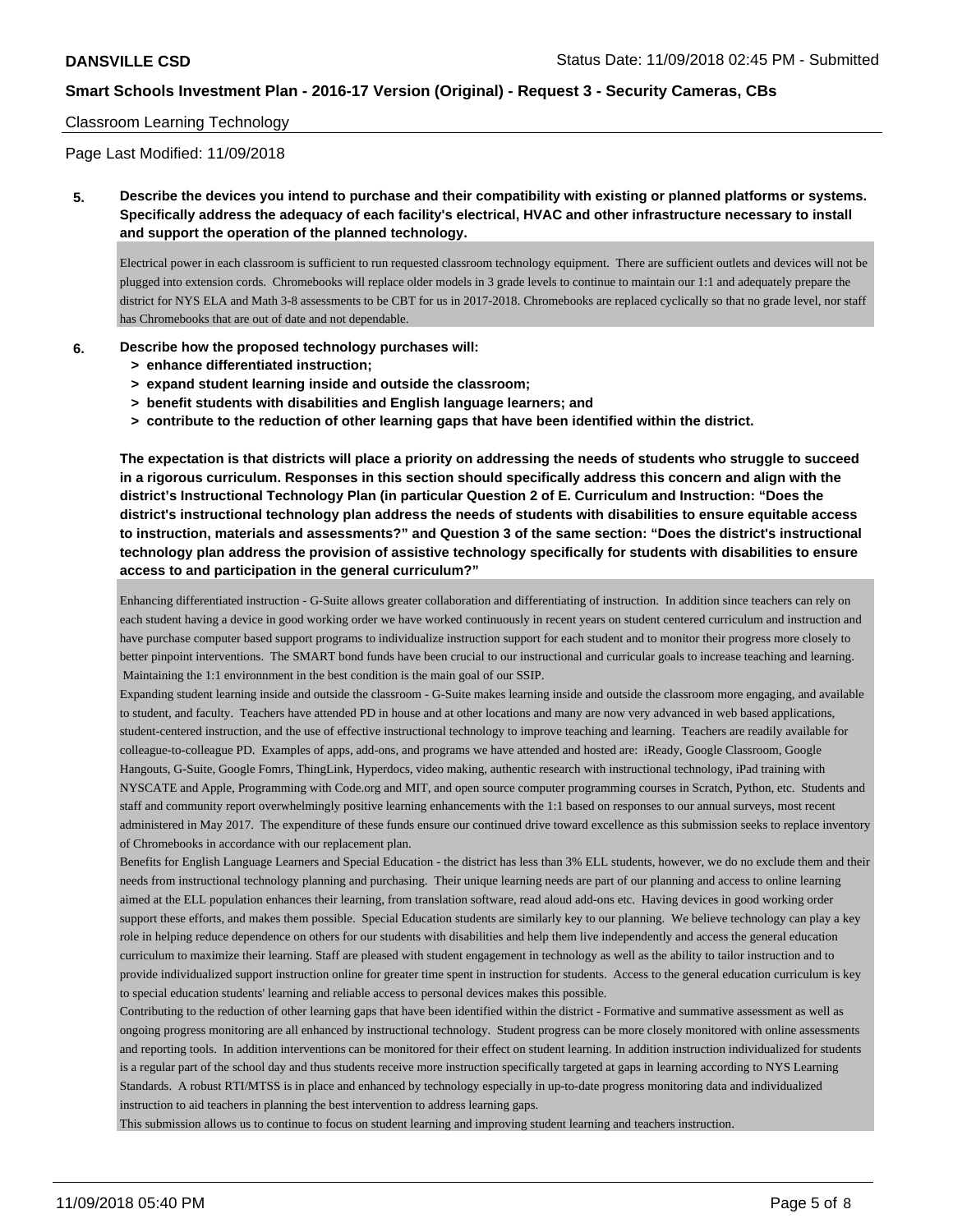Classroom Learning Technology

Page Last Modified: 11/09/2018

**5. Describe the devices you intend to purchase and their compatibility with existing or planned platforms or systems. Specifically address the adequacy of each facility's electrical, HVAC and other infrastructure necessary to install and support the operation of the planned technology.**

Electrical power in each classroom is sufficient to run requested classroom technology equipment. There are sufficient outlets and devices will not be plugged into extension cords. Chromebooks will replace older models in 3 grade levels to continue to maintain our 1:1 and adequately prepare the district for NYS ELA and Math 3-8 assessments to be CBT for us in 2017-2018. Chromebooks are replaced cyclically so that no grade level, nor staff has Chromebooks that are out of date and not dependable.

**6. Describe how the proposed technology purchases will:**
- **> enhance differentiated instruction;**
- **> expand student learning inside and outside the classroom;**
- **> benefit students with disabilities and English language learners; and**
- **> contribute to the reduction of other learning gaps that have been identified within the district.**

**The expectation is that districts will place a priority on addressing the needs of students who struggle to succeed in a rigorous curriculum. Responses in this section should specifically address this concern and align with the district's Instructional Technology Plan (in particular Question 2 of E. Curriculum and Instruction: "Does the district's instructional technology plan address the needs of students with disabilities to ensure equitable access to instruction, materials and assessments?" and Question 3 of the same section: "Does the district's instructional technology plan address the provision of assistive technology specifically for students with disabilities to ensure access to and participation in the general curriculum?"**

Enhancing differentiated instruction - G-Suite allows greater collaboration and differentiating of instruction. In addition since teachers can rely on each student having a device in good working order we have worked continuously in recent years on student centered curriculum and instruction and have purchase computer based support programs to individualize instruction support for each student and to monitor their progress more closely to better pinpoint interventions. The SMART bond funds have been crucial to our instructional and curricular goals to increase teaching and learning. Maintaining the 1:1 environnment in the best condition is the main goal of our SSIP.
Expanding student learning inside and outside the classroom - G-Suite makes learning inside and outside the classroom more engaging, and available to student, and faculty. Teachers have attended PD in house and at other locations and many are now very advanced in web based applications, student-centered instruction, and the use of effective instructional technology to improve teaching and learning. Teachers are readily available for colleague-to-colleague PD. Examples of apps, add-ons, and programs we have attended and hosted are: iReady, Google Classroom, Google Hangouts, G-Suite, Google Fomrs, ThingLink, Hyperdocs, video making, authentic research with instructional technology, iPad training with NYSCATE and Apple, Programming with Code.org and MIT, and open source computer programming courses in Scratch, Python, etc. Students and staff and community report overwhelmingly positive learning enhancements with the 1:1 based on responses to our annual surveys, most recent administered in May 2017. The expenditure of these funds ensure our continued drive toward excellence as this submission seeks to replace inventory of Chromebooks in accordance with our replacement plan.
Benefits for English Language Learners and Special Education - the district has less than 3% ELL students, however, we do no exclude them and their needs from instructional technology planning and purchasing. Their unique learning needs are part of our planning and access to online learning aimed at the ELL population enhances their learning, from translation software, read aloud add-ons etc. Having devices in good working order support these efforts, and makes them possible. Special Education students are similarly key to our planning. We believe technology can play a key role in helping reduce dependence on others for our students with disabilities and help them live independently and access the general education curriculum to maximize their learning. Staff are pleased with student engagement in technology as well as the ability to tailor instruction and to provide individualized support instruction online for greater time spent in instruction for students. Access to the general education curriculum is key to special education students' learning and reliable access to personal devices makes this possible.
Contributing to the reduction of other learning gaps that have been identified within the district - Formative and summative assessment as well as ongoing progress monitoring are all enhanced by instructional technology. Student progress can be more closely monitored with online assessments and reporting tools. In addition interventions can be monitored for their effect on student learning. In addition instruction individualized for students is a regular part of the school day and thus students receive more instruction specifically targeted at gaps in learning according to NYS Learning Standards. A robust RTI/MTSS is in place and enhanced by technology especially in up-to-date progress monitoring data and individualized instruction to aid teachers in planning the best intervention to address learning gaps.
This submission allows us to continue to focus on student learning and improving student learning and teachers instruction.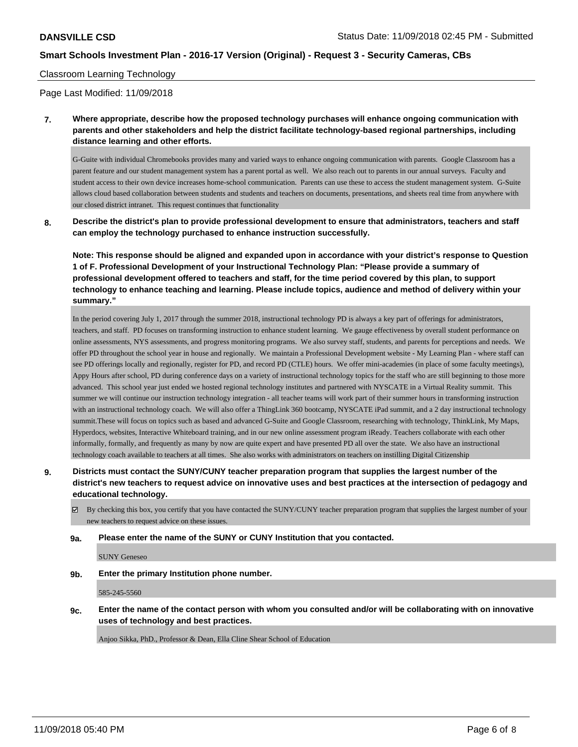Classroom Learning Technology

Page Last Modified: 11/09/2018

**7. Where appropriate, describe how the proposed technology purchases will enhance ongoing communication with parents and other stakeholders and help the district facilitate technology-based regional partnerships, including distance learning and other efforts.**

G-Guite with individual Chromebooks provides many and varied ways to enhance ongoing communication with parents. Google Classroom has a parent feature and our student management system has a parent portal as well. We also reach out to parents in our annual surveys. Faculty and student access to their own device increases home-school communication. Parents can use these to access the student management system. G-Suite allows cloud based collaboration between students and students and teachers on documents, presentations, and sheets real time from anywhere with our closed district intranet. This request continues that functionality

**8. Describe the district's plan to provide professional development to ensure that administrators, teachers and staff can employ the technology purchased to enhance instruction successfully.**

**Note: This response should be aligned and expanded upon in accordance with your district's response to Question 1 of F. Professional Development of your Instructional Technology Plan: "Please provide a summary of professional development offered to teachers and staff, for the time period covered by this plan, to support technology to enhance teaching and learning. Please include topics, audience and method of delivery within your summary."**

In the period covering July 1, 2017 through the summer 2018, instructional technology PD is always a key part of offerings for administrators, teachers, and staff. PD focuses on transforming instruction to enhance student learning. We gauge effectiveness by overall student performance on online assessments, NYS assessments, and progress monitoring programs. We also survey staff, students, and parents for perceptions and needs. We offer PD throughout the school year in house and regionally. We maintain a Professional Development website - My Learning Plan - where staff can see PD offerings locally and regionally, register for PD, and record PD (CTLE) hours. We offer mini-academies (in place of some faculty meetings), Appy Hours after school, PD during conference days on a variety of instructional technology topics for the staff who are still beginning to those more advanced. This school year just ended we hosted regional technology institutes and partnered with NYSCATE in a Virtual Reality summit. This summer we will continue our instruction technology integration - all teacher teams will work part of their summer hours in transforming instruction with an instructional technology coach. We will also offer a ThingLink 360 bootcamp, NYSCATE iPad summit, and a 2 day instructional technology summit.These will focus on topics such as based and advanced G-Suite and Google Classroom, researching with technology, ThinkLink, My Maps, Hyperdocs, websites, Interactive Whiteboard training, and in our new online assessment program iReady. Teachers collaborate with each other informally, formally, and frequently as many by now are quite expert and have presented PD all over the state. We also have an instructional technology coach available to teachers at all times. She also works with administrators on teachers on instilling Digital Citizenship

**9. Districts must contact the SUNY/CUNY teacher preparation program that supplies the largest number of the district's new teachers to request advice on innovative uses and best practices at the intersection of pedagogy and educational technology.**

☑ By checking this box, you certify that you have contacted the SUNY/CUNY teacher preparation program that supplies the largest number of your new teachers to request advice on these issues.

**9a. Please enter the name of the SUNY or CUNY Institution that you contacted.**

SUNY Geneseo

**9b. Enter the primary Institution phone number.**

585-245-5560

**9c. Enter the name of the contact person with whom you consulted and/or will be collaborating with on innovative uses of technology and best practices.**

Anjoo Sikka, PhD., Professor & Dean, Ella Cline Shear School of Education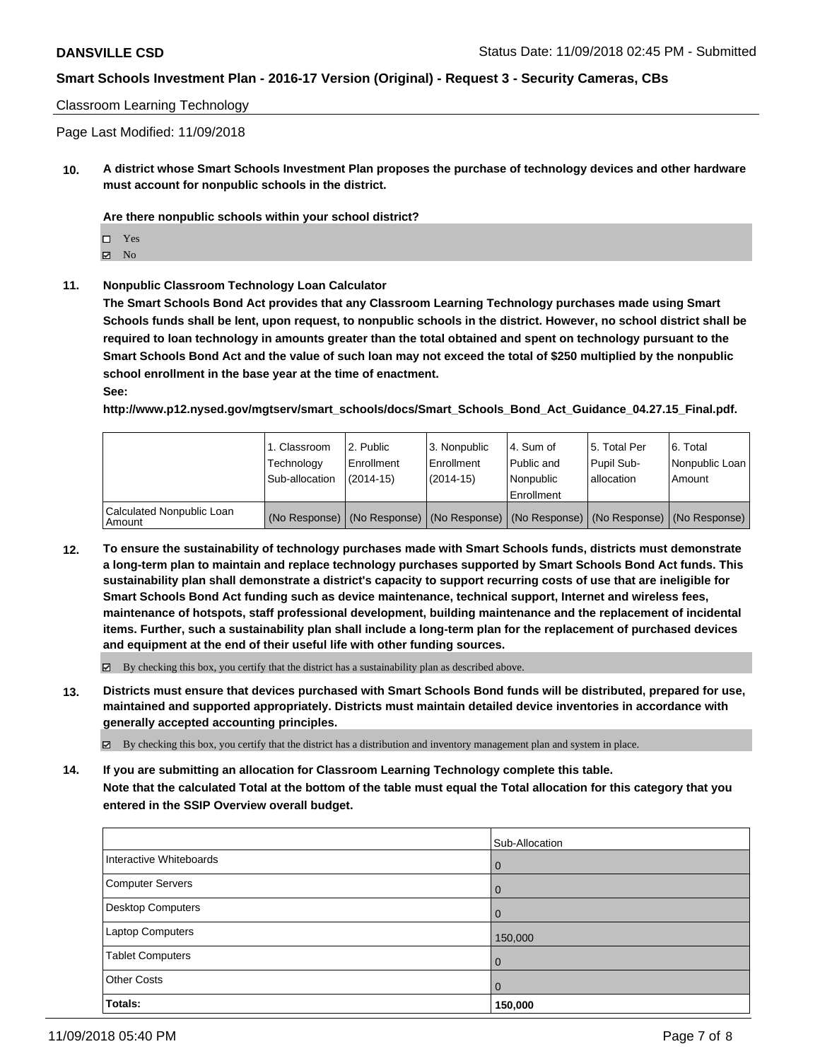Classroom Learning Technology

Page Last Modified: 11/09/2018

**10. A district whose Smart Schools Investment Plan proposes the purchase of technology devices and other hardware must account for nonpublic schools in the district.**

**Are there nonpublic schools within your school district?**

☐ Yes
☑ No

**11. Nonpublic Classroom Technology Loan Calculator**

**The Smart Schools Bond Act provides that any Classroom Learning Technology purchases made using Smart Schools funds shall be lent, upon request, to nonpublic schools in the district. However, no school district shall be required to loan technology in amounts greater than the total obtained and spent on technology pursuant to the Smart Schools Bond Act and the value of such loan may not exceed the total of $250 multiplied by the nonpublic school enrollment in the base year at the time of enactment.**

**See:**

**http://www.p12.nysed.gov/mgtserv/smart_schools/docs/Smart_Schools_Bond_Act_Guidance_04.27.15_Final.pdf.**

| | 1. Classroom Technology Sub-allocation | 2. Public Enrollment (2014-15) | 3. Nonpublic Enrollment (2014-15) | 4. Sum of Public and Nonpublic Enrollment | 5. Total Per Pupil Sub-allocation | 6. Total Nonpublic Loan Amount |
|---|---|---|---|---|---|---|
| Calculated Nonpublic Loan Amount | (No Response) | (No Response) | (No Response) | (No Response) | (No Response) | (No Response) |

**12. To ensure the sustainability of technology purchases made with Smart Schools funds, districts must demonstrate a long-term plan to maintain and replace technology purchases supported by Smart Schools Bond Act funds. This sustainability plan shall demonstrate a district's capacity to support recurring costs of use that are ineligible for Smart Schools Bond Act funding such as device maintenance, technical support, Internet and wireless fees, maintenance of hotspots, staff professional development, building maintenance and the replacement of incidental items. Further, such a sustainability plan shall include a long-term plan for the replacement of purchased devices and equipment at the end of their useful life with other funding sources.**

☑ By checking this box, you certify that the district has a sustainability plan as described above.

**13. Districts must ensure that devices purchased with Smart Schools Bond funds will be distributed, prepared for use, maintained and supported appropriately. Districts must maintain detailed device inventories in accordance with generally accepted accounting principles.**

☑ By checking this box, you certify that the district has a distribution and inventory management plan and system in place.

**14. If you are submitting an allocation for Classroom Learning Technology complete this table.**
**Note that the calculated Total at the bottom of the table must equal the Total allocation for this category that you entered in the SSIP Overview overall budget.**

| | Sub-Allocation |
|---|---|
| Interactive Whiteboards | 0 |
| Computer Servers | 0 |
| Desktop Computers | 0 |
| Laptop Computers | 150,000 |
| Tablet Computers | 0 |
| Other Costs | 0 |
| **Totals:** | **150,000** |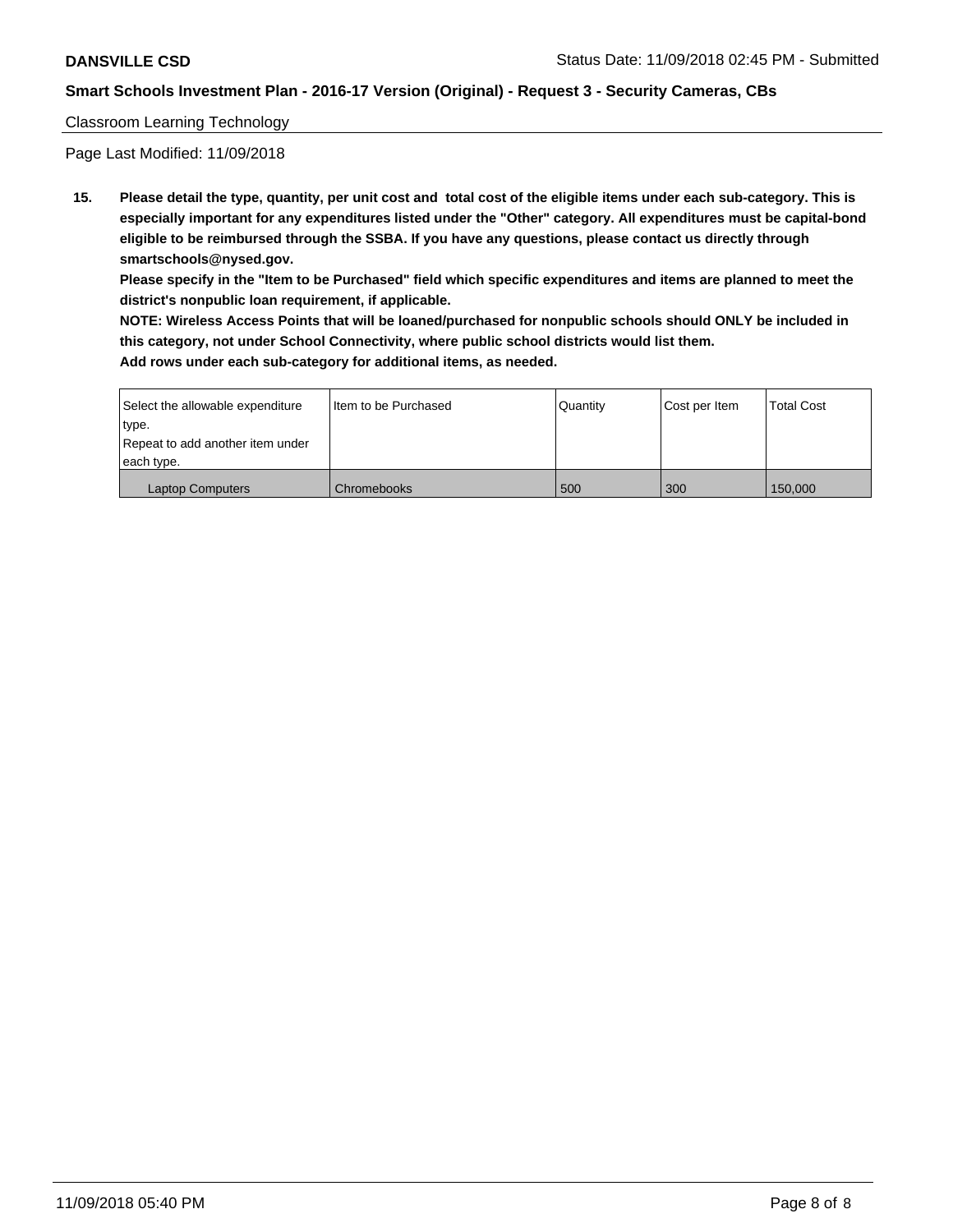Classroom Learning Technology

Page Last Modified: 11/09/2018

**15. Please detail the type, quantity, per unit cost and total cost of the eligible items under each sub-category. This is especially important for any expenditures listed under the "Other" category. All expenditures must be capital-bond eligible to be reimbursed through the SSBA. If you have any questions, please contact us directly through smartschools@nysed.gov.**

**Please specify in the "Item to be Purchased" field which specific expenditures and items are planned to meet the district's nonpublic loan requirement, if applicable.**

**NOTE: Wireless Access Points that will be loaned/purchased for nonpublic schools should ONLY be included in this category, not under School Connectivity, where public school districts would list them.**

**Add rows under each sub-category for additional items, as needed.**

| Select the allowable expenditure type. Repeat to add another item under each type. | Item to be Purchased | Quantity | Cost per Item | Total Cost |
|---|---|---|---|---|
| Laptop Computers | Chromebooks | 500 | 300 | 150,000 |